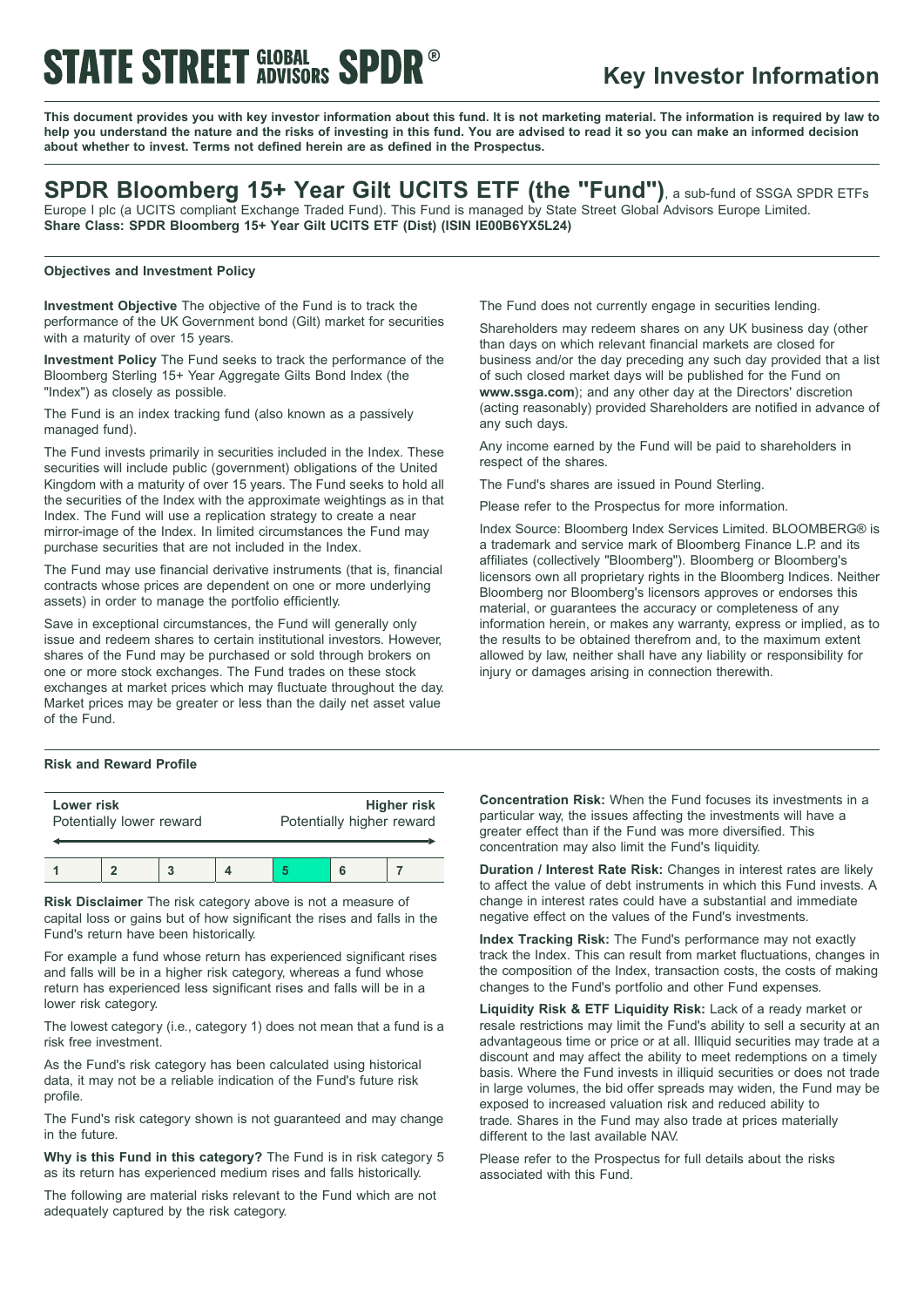# STATE STREET GLOBAL ADVISORS SPDR®

## Key Investor Information

**This document provides you with key investor information about this fund. It is not marketing material. The information is required by law to help you understand the nature and the risks of investing in this fund. You are advised to read it so you can make an informed decision about whether to invest. Terms not defined herein are as defined in the Prospectus.**

## SPDR Bloomberg 15+ Year Gilt UCITS ETF (the "Fund"), a sub-fund of SSGA SPDR ETFs Europe I plc (a UCITS compliant Exchange Traded Fund). This Fund is managed by State Street Global Advisors Europe Limited.

**Share Class: SPDR Bloomberg 15+ Year Gilt UCITS ETF (Dist) (ISIN IE00B6YX5L24)**

### Objectives and Investment Policy

**Investment Objective** The objective of the Fund is to track the performance of the UK Government bond (Gilt) market for securities with a maturity of over 15 years.

**Investment Policy** The Fund seeks to track the performance of the Bloomberg Sterling 15+ Year Aggregate Gilts Bond Index (the "Index") as closely as possible.

The Fund is an index tracking fund (also known as a passively managed fund).

The Fund invests primarily in securities included in the Index. These securities will include public (government) obligations of the United Kingdom with a maturity of over 15 years. The Fund seeks to hold all the securities of the Index with the approximate weightings as in that Index. The Fund will use a replication strategy to create a near mirror-image of the Index. In limited circumstances the Fund may purchase securities that are not included in the Index.

The Fund may use financial derivative instruments (that is, financial contracts whose prices are dependent on one or more underlying assets) in order to manage the portfolio efficiently.

Save in exceptional circumstances, the Fund will generally only issue and redeem shares to certain institutional investors. However, shares of the Fund may be purchased or sold through brokers on one or more stock exchanges. The Fund trades on these stock exchanges at market prices which may fluctuate throughout the day. Market prices may be greater or less than the daily net asset value of the Fund.

The Fund does not currently engage in securities lending.

Shareholders may redeem shares on any UK business day (other than days on which relevant financial markets are closed for business and/or the day preceding any such day provided that a list of such closed market days will be published for the Fund on **www.ssga.com**); and any other day at the Directors' discretion (acting reasonably) provided Shareholders are notified in advance of any such days.

Any income earned by the Fund will be paid to shareholders in respect of the shares.

The Fund's shares are issued in Pound Sterling.

Please refer to the Prospectus for more information.

Index Source: Bloomberg Index Services Limited. BLOOMBERG® is a trademark and service mark of Bloomberg Finance L.P. and its affiliates (collectively "Bloomberg"). Bloomberg or Bloomberg's licensors own all proprietary rights in the Bloomberg Indices. Neither Bloomberg nor Bloomberg's licensors approves or endorses this material, or guarantees the accuracy or completeness of any information herein, or makes any warranty, express or implied, as to the results to be obtained therefrom and, to the maximum extent allowed by law, neither shall have any liability or responsibility for injury or damages arising in connection therewith.

### Risk and Reward Profile

| **Lower risk** Potentially lower reward | | | | | | **Higher risk** Potentially higher reward |
|---|---|---|---|---|---|---|
| 1 | 2 | 3 | 4 | **5** | 6 | 7 |

**Risk Disclaimer** The risk category above is not a measure of capital loss or gains but of how significant the rises and falls in the Fund's return have been historically.

For example a fund whose return has experienced significant rises and falls will be in a higher risk category, whereas a fund whose return has experienced less significant rises and falls will be in a lower risk category.

The lowest category (i.e., category 1) does not mean that a fund is a risk free investment.

As the Fund's risk category has been calculated using historical data, it may not be a reliable indication of the Fund's future risk profile.

The Fund's risk category shown is not guaranteed and may change in the future.

**Why is this Fund in this category?** The Fund is in risk category 5 as its return has experienced medium rises and falls historically.

The following are material risks relevant to the Fund which are not adequately captured by the risk category.

**Concentration Risk:** When the Fund focuses its investments in a particular way, the issues affecting the investments will have a greater effect than if the Fund was more diversified. This concentration may also limit the Fund's liquidity.

**Duration / Interest Rate Risk:** Changes in interest rates are likely to affect the value of debt instruments in which this Fund invests. A change in interest rates could have a substantial and immediate negative effect on the values of the Fund's investments.

**Index Tracking Risk:** The Fund's performance may not exactly track the Index. This can result from market fluctuations, changes in the composition of the Index, transaction costs, the costs of making changes to the Fund's portfolio and other Fund expenses.

**Liquidity Risk & ETF Liquidity Risk:** Lack of a ready market or resale restrictions may limit the Fund's ability to sell a security at an advantageous time or price or at all. Illiquid securities may trade at a discount and may affect the ability to meet redemptions on a timely basis. Where the Fund invests in illiquid securities or does not trade in large volumes, the bid offer spreads may widen, the Fund may be exposed to increased valuation risk and reduced ability to trade. Shares in the Fund may also trade at prices materially different to the last available NAV.

Please refer to the Prospectus for full details about the risks associated with this Fund.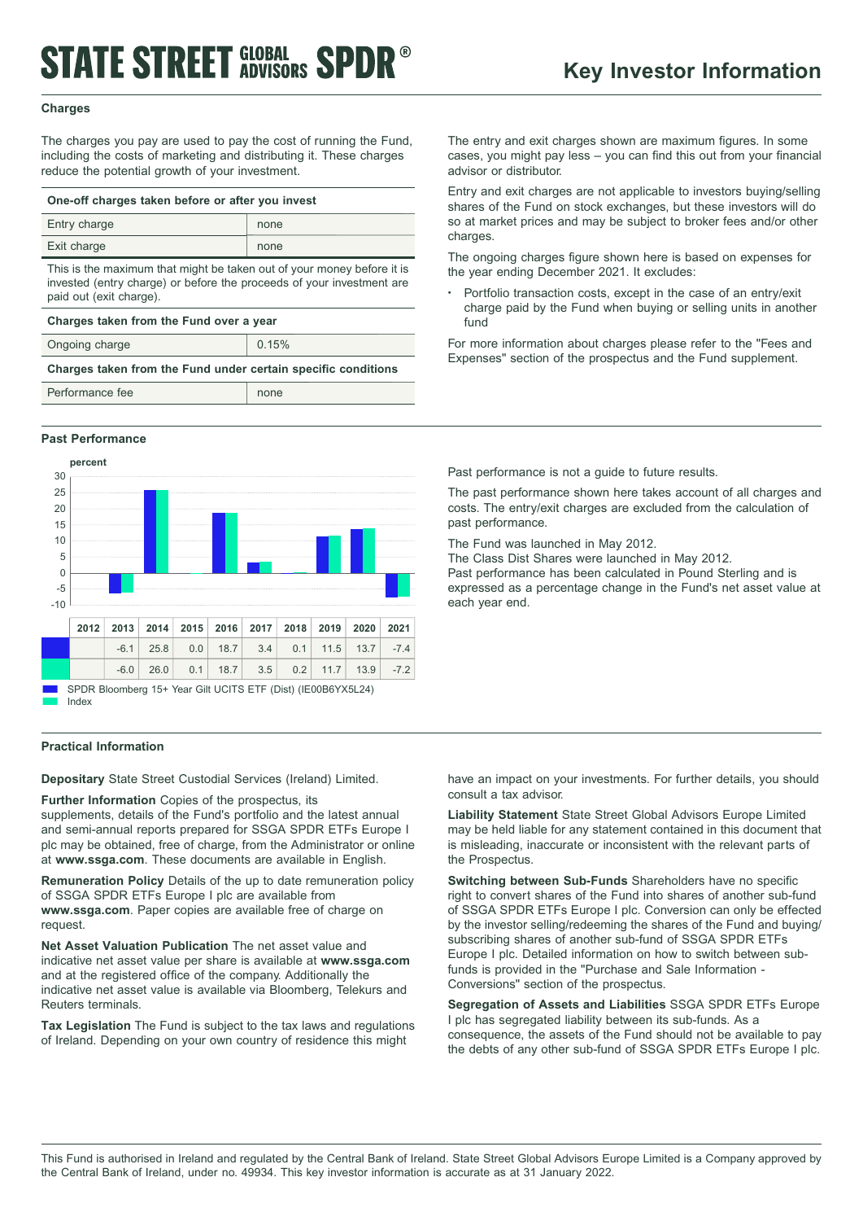## Charges

The charges you pay are used to pay the cost of running the Fund, including the costs of marketing and distributing it. These charges reduce the potential growth of your investment.

| One-off charges taken before or after you invest | |
|---|---|
| Entry charge | none |
| Exit charge | none |

This is the maximum that might be taken out of your money before it is invested (entry charge) or before the proceeds of your investment are paid out (exit charge).

| Charges taken from the Fund over a year | |
|---|---|
| Ongoing charge | 0.15% |

| Charges taken from the Fund under certain specific conditions | |
|---|---|
| Performance fee | none |

The entry and exit charges shown are maximum figures. In some cases, you might pay less – you can find this out from your financial advisor or distributor.

Entry and exit charges are not applicable to investors buying/selling shares of the Fund on stock exchanges, but these investors will do so at market prices and may be subject to broker fees and/or other charges.

The ongoing charges figure shown here is based on expenses for the year ending December 2021. It excludes:

- Portfolio transaction costs, except in the case of an entry/exit charge paid by the Fund when buying or selling units in another fund

For more information about charges please refer to the "Fees and Expenses" section of the prospectus and the Fund supplement.

## Past Performance

percent

30
25
20
15
10
5
0
-5
-10

| | 2012 | 2013 | 2014 | 2015 | 2016 | 2017 | 2018 | 2019 | 2020 | 2021 |
|---|---|---|---|---|---|---|---|---|---|---|
| SPDR Bloomberg 15+ Year Gilt UCITS ETF (Dist) (IE00B6YX5L24) | | -6.1 | 25.8 | 0.0 | 18.7 | 3.4 | 0.1 | 11.5 | 13.7 | -7.4 |
| Index | | -6.0 | 26.0 | 0.1 | 18.7 | 3.5 | 0.2 | 11.7 | 13.9 | -7.2 |

SPDR Bloomberg 15+ Year Gilt UCITS ETF (Dist) (IE00B6YX5L24)
Index

Past performance is not a guide to future results.

The past performance shown here takes account of all charges and costs. The entry/exit charges are excluded from the calculation of past performance.

The Fund was launched in May 2012.
The Class Dist Shares were launched in May 2012.
Past performance has been calculated in Pound Sterling and is expressed as a percentage change in the Fund's net asset value at each year end.

## Practical Information

**Depositary** State Street Custodial Services (Ireland) Limited.

**Further Information** Copies of the prospectus, its supplements, details of the Fund's portfolio and the latest annual and semi-annual reports prepared for SSGA SPDR ETFs Europe I plc may be obtained, free of charge, from the Administrator or online at **www.ssga.com**. These documents are available in English.

**Remuneration Policy** Details of the up to date remuneration policy of SSGA SPDR ETFs Europe I plc are available from **www.ssga.com**. Paper copies are available free of charge on request.

**Net Asset Valuation Publication** The net asset value and indicative net asset value per share is available at **www.ssga.com** and at the registered office of the company. Additionally the indicative net asset value is available via Bloomberg, Telekurs and Reuters terminals.

**Tax Legislation** The Fund is subject to the tax laws and regulations of Ireland. Depending on your own country of residence this might have an impact on your investments. For further details, you should consult a tax advisor.

**Liability Statement** State Street Global Advisors Europe Limited may be held liable for any statement contained in this document that is misleading, inaccurate or inconsistent with the relevant parts of the Prospectus.

**Switching between Sub-Funds** Shareholders have no specific right to convert shares of the Fund into shares of another sub-fund of SSGA SPDR ETFs Europe I plc. Conversion can only be effected by the investor selling/redeeming the shares of the Fund and buying/subscribing shares of another sub-fund of SSGA SPDR ETFs Europe I plc. Detailed information on how to switch between sub-funds is provided in the "Purchase and Sale Information - Conversions" section of the prospectus.

**Segregation of Assets and Liabilities** SSGA SPDR ETFs Europe I plc has segregated liability between its sub-funds. As a consequence, the assets of the Fund should not be available to pay the debts of any other sub-fund of SSGA SPDR ETFs Europe I plc.

This Fund is authorised in Ireland and regulated by the Central Bank of Ireland. State Street Global Advisors Europe Limited is a Company approved by the Central Bank of Ireland, under no. 49934. This key investor information is accurate as at 31 January 2022.